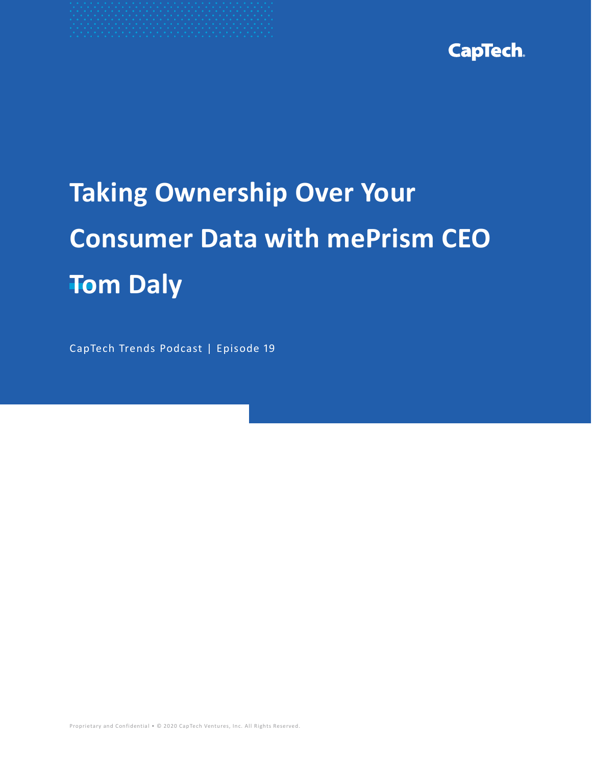CapTech

# Taking Ownership Over Your Consumer Data with mePrism CEO Tom Daly

CapTech Trends Podcast | Episode 19

Proprietary and Confidential • © 2020 CapTech Ventures, Inc. All Rights Reserved.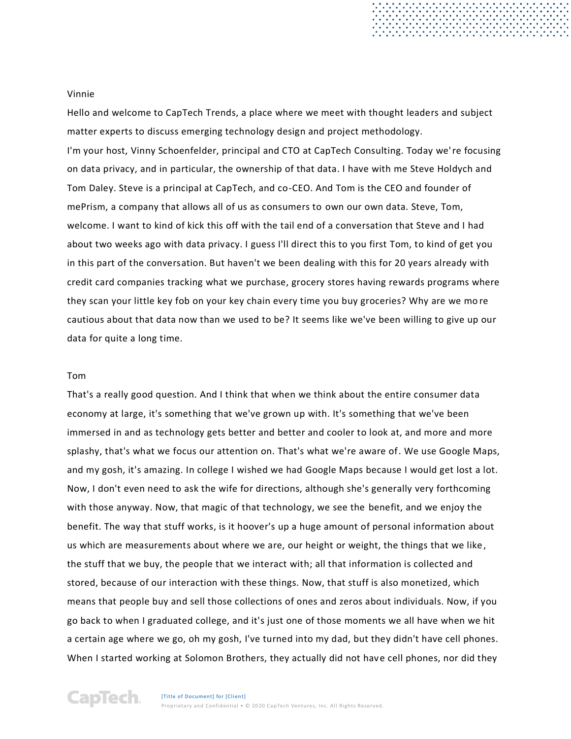Vinnie

Hello and welcome to CapTech Trends, a place where we meet with thought leaders and subject matter experts to discuss emerging technology design and project methodology.

I'm your host, Vinny Schoenfelder, principal and CTO at CapTech Consulting. Today we're focusing on data privacy, and in particular, the ownership of that data. I have with me Steve Holdych and Tom Daley. Steve is a principal at CapTech, and co-CEO. And Tom is the CEO and founder of mePrism, a company that allows all of us as consumers to own our own data. Steve, Tom, welcome. I want to kind of kick this off with the tail end of a conversation that Steve and I had about two weeks ago with data privacy. I guess I'll direct this to you first Tom, to kind of get you in this part of the conversation. But haven't we been dealing with this for 20 years already with credit card companies tracking what we purchase, grocery stores having rewards programs where they scan your little key fob on your key chain every time you buy groceries? Why are we more cautious about that data now than we used to be? It seems like we've been willing to give up our data for quite a long time.

Tom

That's a really good question. And I think that when we think about the entire consumer data economy at large, it's something that we've grown up with. It's something that we've been immersed in and as technology gets better and better and cooler to look at, and more and more splashy, that's what we focus our attention on. That's what we're aware of. We use Google Maps, and my gosh, it's amazing. In college I wished we had Google Maps because I would get lost a lot. Now, I don't even need to ask the wife for directions, although she's generally very forthcoming with those anyway. Now, that magic of that technology, we see the benefit, and we enjoy the benefit. The way that stuff works, is it hoover's up a huge amount of personal information about us which are measurements about where we are, our height or weight, the things that we like, the stuff that we buy, the people that we interact with; all that information is collected and stored, because of our interaction with these things. Now, that stuff is also monetized, which means that people buy and sell those collections of ones and zeros about individuals. Now, if you go back to when I graduated college, and it's just one of those moments we all have when we hit a certain age where we go, oh my gosh, I've turned into my dad, but they didn't have cell phones. When I started working at Solomon Brothers, they actually did not have cell phones, nor did they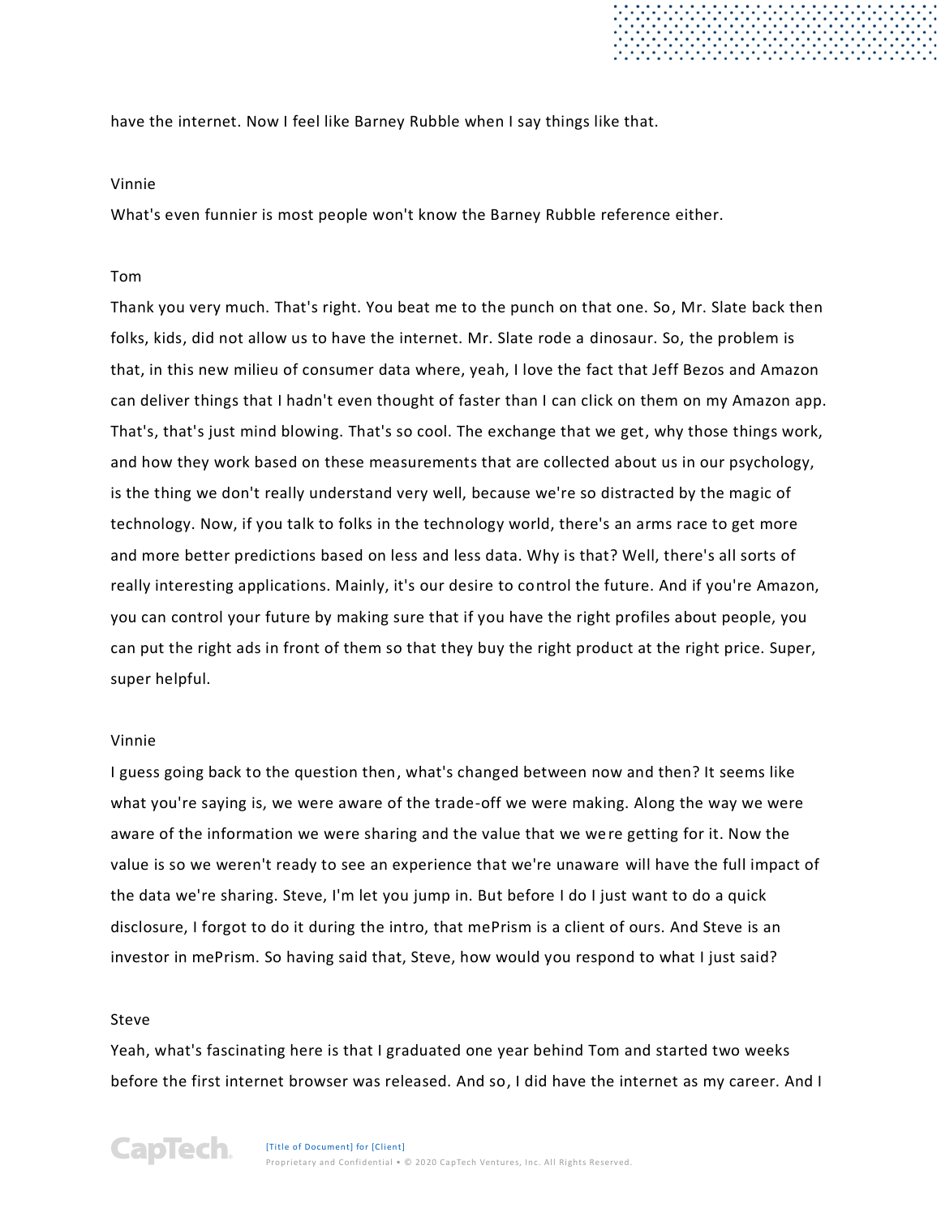have the internet. Now I feel like Barney Rubble when I say things like that.

Vinnie

What's even funnier is most people won't know the Barney Rubble reference either.

Tom

Thank you very much. That's right. You beat me to the punch on that one. So, Mr. Slate back then folks, kids, did not allow us to have the internet. Mr. Slate rode a dinosaur. So, the problem is that, in this new milieu of consumer data where, yeah, I love the fact that Jeff Bezos and Amazon can deliver things that I hadn't even thought of faster than I can click on them on my Amazon app. That's, that's just mind blowing. That's so cool. The exchange that we get, why those things work, and how they work based on these measurements that are collected about us in our psychology, is the thing we don't really understand very well, because we're so distracted by the magic of technology. Now, if you talk to folks in the technology world, there's an arms race to get more and more better predictions based on less and less data. Why is that? Well, there's all sorts of really interesting applications. Mainly, it's our desire to control the future. And if you're Amazon, you can control your future by making sure that if you have the right profiles about people, you can put the right ads in front of them so that they buy the right product at the right price. Super, super helpful.

Vinnie

I guess going back to the question then, what's changed between now and then? It seems like what you're saying is, we were aware of the trade-off we were making. Along the way we were aware of the information we were sharing and the value that we were getting for it. Now the value is so we weren't ready to see an experience that we're unaware will have the full impact of the data we're sharing. Steve, I'm let you jump in. But before I do I just want to do a quick disclosure, I forgot to do it during the intro, that mePrism is a client of ours. And Steve is an investor in mePrism. So having said that, Steve, how would you respond to what I just said?

Steve

Yeah, what's fascinating here is that I graduated one year behind Tom and started two weeks before the first internet browser was released. And so, I did have the internet as my career. And I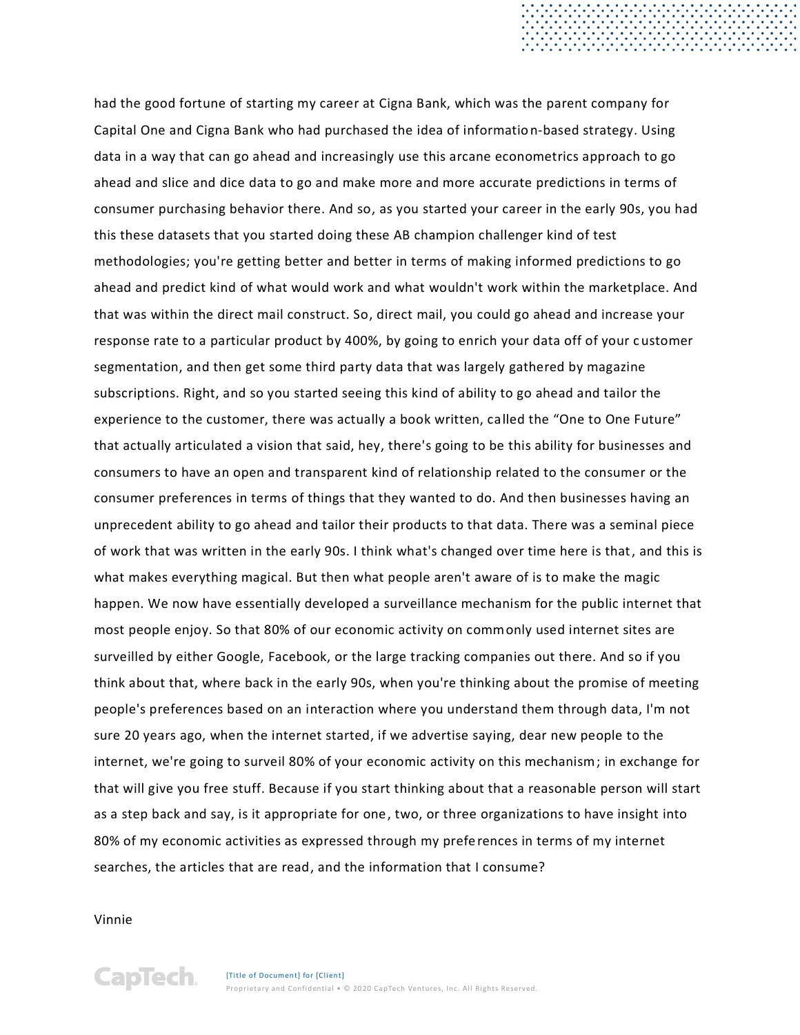had the good fortune of starting my career at Cigna Bank, which was the parent company for Capital One and Cigna Bank who had purchased the idea of information-based strategy. Using data in a way that can go ahead and increasingly use this arcane econometrics approach to go ahead and slice and dice data to go and make more and more accurate predictions in terms of consumer purchasing behavior there. And so, as you started your career in the early 90s, you had this these datasets that you started doing these AB champion challenger kind of test methodologies; you're getting better and better in terms of making informed predictions to go ahead and predict kind of what would work and what wouldn't work within the marketplace. And that was within the direct mail construct. So, direct mail, you could go ahead and increase your response rate to a particular product by 400%, by going to enrich your data off of your customer segmentation, and then get some third party data that was largely gathered by magazine subscriptions. Right, and so you started seeing this kind of ability to go ahead and tailor the experience to the customer, there was actually a book written, called the "One to One Future" that actually articulated a vision that said, hey, there's going to be this ability for businesses and consumers to have an open and transparent kind of relationship related to the consumer or the consumer preferences in terms of things that they wanted to do. And then businesses having an unprecedent ability to go ahead and tailor their products to that data. There was a seminal piece of work that was written in the early 90s. I think what's changed over time here is that, and this is what makes everything magical. But then what people aren't aware of is to make the magic happen. We now have essentially developed a surveillance mechanism for the public internet that most people enjoy. So that 80% of our economic activity on commonly used internet sites are surveilled by either Google, Facebook, or the large tracking companies out there. And so if you think about that, where back in the early 90s, when you're thinking about the promise of meeting people's preferences based on an interaction where you understand them through data, I'm not sure 20 years ago, when the internet started, if we advertise saying, dear new people to the internet, we're going to surveil 80% of your economic activity on this mechanism; in exchange for that will give you free stuff. Because if you start thinking about that a reasonable person will start as a step back and say, is it appropriate for one, two, or three organizations to have insight into 80% of my economic activities as expressed through my preferences in terms of my internet searches, the articles that are read, and the information that I consume?

Vinnie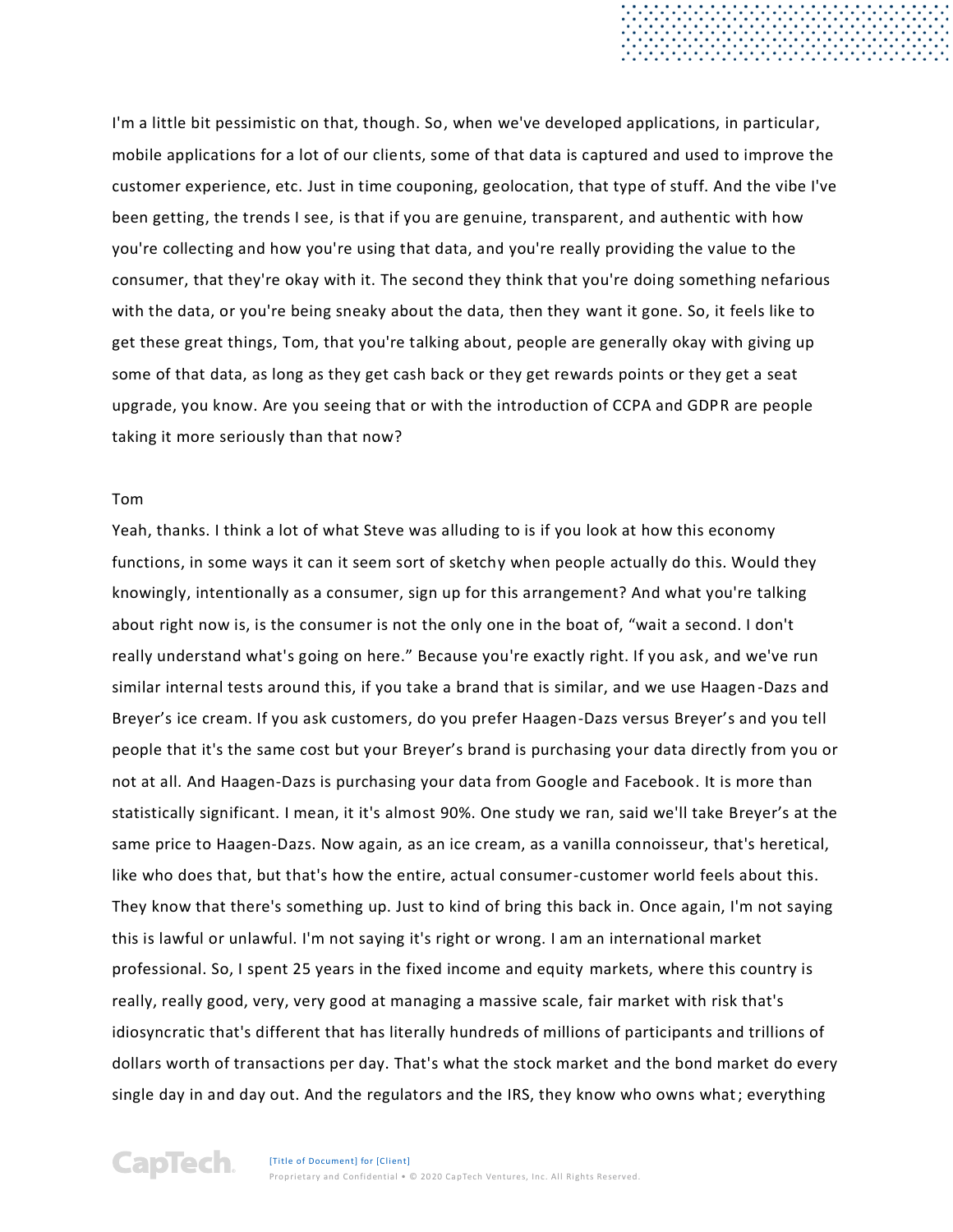I'm a little bit pessimistic on that, though. So, when we've developed applications, in particular, mobile applications for a lot of our clients, some of that data is captured and used to improve the customer experience, etc. Just in time couponing, geolocation, that type of stuff. And the vibe I've been getting, the trends I see, is that if you are genuine, transparent, and authentic with how you're collecting and how you're using that data, and you're really providing the value to the consumer, that they're okay with it. The second they think that you're doing something nefarious with the data, or you're being sneaky about the data, then they want it gone. So, it feels like to get these great things, Tom, that you're talking about, people are generally okay with giving up some of that data, as long as they get cash back or they get rewards points or they get a seat upgrade, you know. Are you seeing that or with the introduction of CCPA and GDPR are people taking it more seriously than that now?

Tom

Yeah, thanks. I think a lot of what Steve was alluding to is if you look at how this economy functions, in some ways it can it seem sort of sketchy when people actually do this. Would they knowingly, intentionally as a consumer, sign up for this arrangement? And what you're talking about right now is, is the consumer is not the only one in the boat of, "wait a second. I don't really understand what's going on here." Because you're exactly right. If you ask, and we've run similar internal tests around this, if you take a brand that is similar, and we use Haagen-Dazs and Breyer's ice cream. If you ask customers, do you prefer Haagen-Dazs versus Breyer's and you tell people that it's the same cost but your Breyer's brand is purchasing your data directly from you or not at all. And Haagen-Dazs is purchasing your data from Google and Facebook. It is more than statistically significant. I mean, it it's almost 90%. One study we ran, said we'll take Breyer's at the same price to Haagen-Dazs. Now again, as an ice cream, as a vanilla connoisseur, that's heretical, like who does that, but that's how the entire, actual consumer-customer world feels about this. They know that there's something up. Just to kind of bring this back in. Once again, I'm not saying this is lawful or unlawful. I'm not saying it's right or wrong. I am an international market professional. So, I spent 25 years in the fixed income and equity markets, where this country is really, really good, very, very good at managing a massive scale, fair market with risk that's idiosyncratic that's different that has literally hundreds of millions of participants and trillions of dollars worth of transactions per day. That's what the stock market and the bond market do every single day in and day out. And the regulators and the IRS, they know who owns what; everything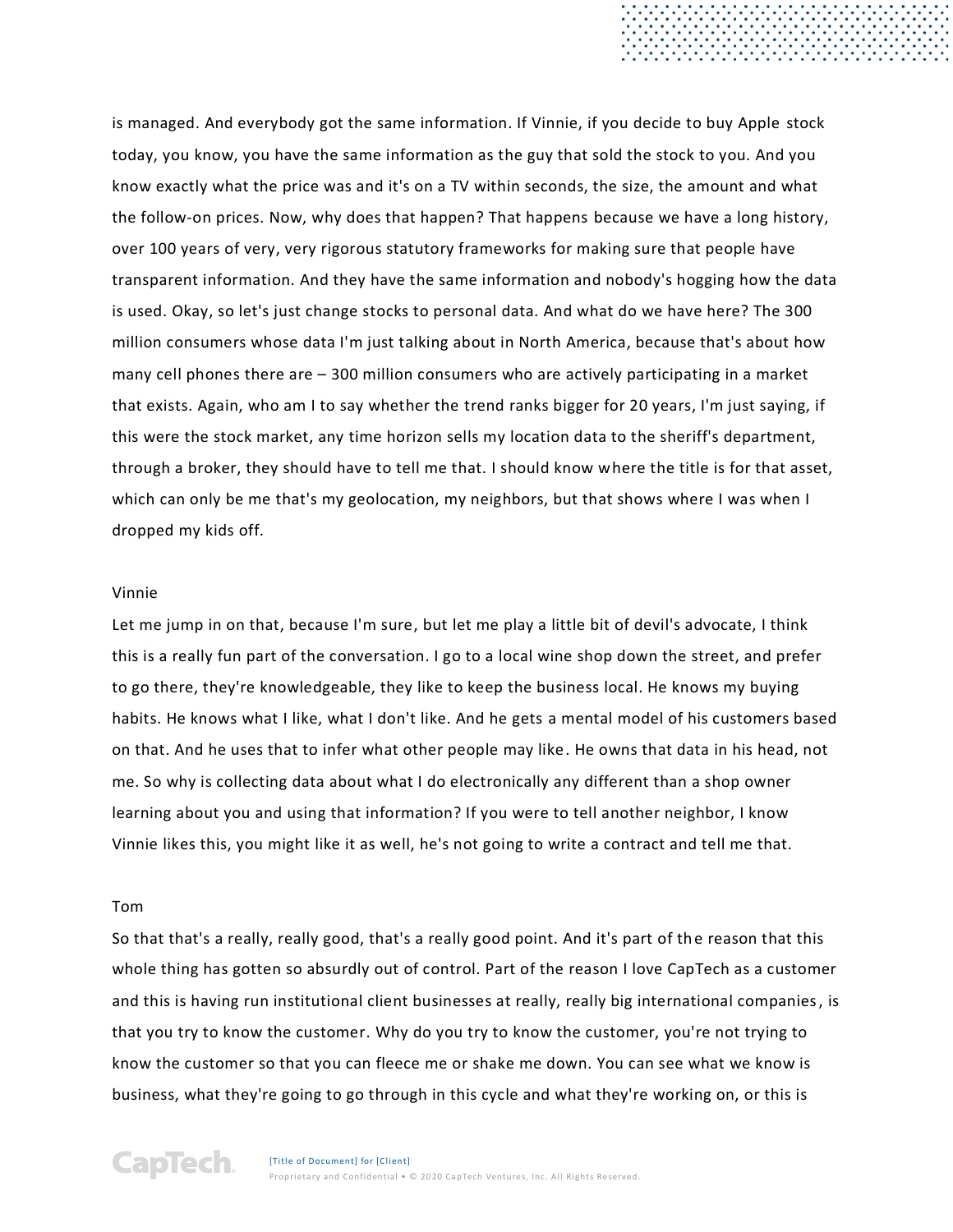is managed. And everybody got the same information. If Vinnie, if you decide to buy Apple stock today, you know, you have the same information as the guy that sold the stock to you. And you know exactly what the price was and it's on a TV within seconds, the size, the amount and what the follow-on prices. Now, why does that happen? That happens because we have a long history, over 100 years of very, very rigorous statutory frameworks for making sure that people have transparent information. And they have the same information and nobody's hogging how the data is used. Okay, so let's just change stocks to personal data. And what do we have here? The 300 million consumers whose data I'm just talking about in North America, because that's about how many cell phones there are – 300 million consumers who are actively participating in a market that exists. Again, who am I to say whether the trend ranks bigger for 20 years, I'm just saying, if this were the stock market, any time horizon sells my location data to the sheriff's department, through a broker, they should have to tell me that. I should know where the title is for that asset, which can only be me that's my geolocation, my neighbors, but that shows where I was when I dropped my kids off.

Vinnie

Let me jump in on that, because I'm sure, but let me play a little bit of devil's advocate, I think this is a really fun part of the conversation. I go to a local wine shop down the street, and prefer to go there, they're knowledgeable, they like to keep the business local. He knows my buying habits. He knows what I like, what I don't like. And he gets a mental model of his customers based on that. And he uses that to infer what other people may like. He owns that data in his head, not me. So why is collecting data about what I do electronically any different than a shop owner learning about you and using that information? If you were to tell another neighbor, I know Vinnie likes this, you might like it as well, he's not going to write a contract and tell me that.

Tom

So that that's a really, really good, that's a really good point. And it's part of the reason that this whole thing has gotten so absurdly out of control. Part of the reason I love CapTech as a customer and this is having run institutional client businesses at really, really big international companies, is that you try to know the customer. Why do you try to know the customer, you're not trying to know the customer so that you can fleece me or shake me down. You can see what we know is business, what they're going to go through in this cycle and what they're working on, or this is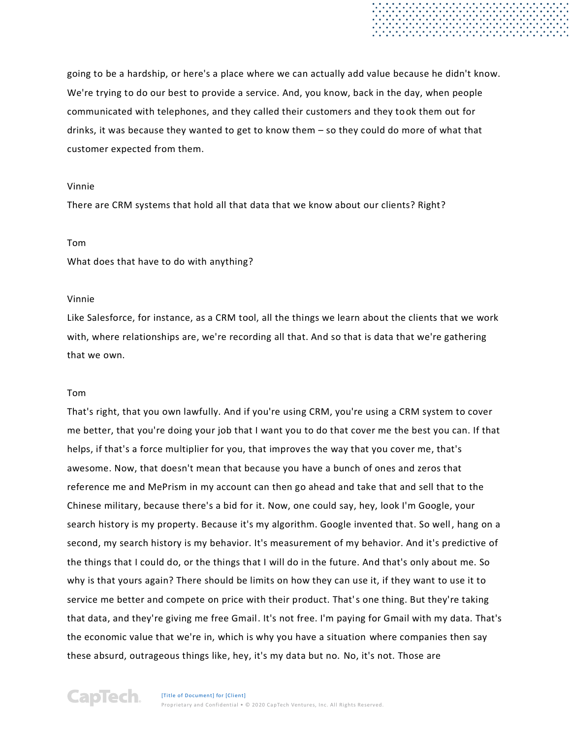going to be a hardship, or here's a place where we can actually add value because he didn't know. We're trying to do our best to provide a service. And, you know, back in the day, when people communicated with telephones, and they called their customers and they took them out for drinks, it was because they wanted to get to know them – so they could do more of what that customer expected from them.

Vinnie

There are CRM systems that hold all that data that we know about our clients? Right?

Tom

What does that have to do with anything?

Vinnie

Like Salesforce, for instance, as a CRM tool, all the things we learn about the clients that we work with, where relationships are, we're recording all that. And so that is data that we're gathering that we own.

Tom

That's right, that you own lawfully. And if you're using CRM, you're using a CRM system to cover me better, that you're doing your job that I want you to do that cover me the best you can. If that helps, if that's a force multiplier for you, that improves the way that you cover me, that's awesome. Now, that doesn't mean that because you have a bunch of ones and zeros that reference me and MePrism in my account can then go ahead and take that and sell that to the Chinese military, because there's a bid for it. Now, one could say, hey, look I'm Google, your search history is my property. Because it's my algorithm. Google invented that. So well, hang on a second, my search history is my behavior. It's measurement of my behavior. And it's predictive of the things that I could do, or the things that I will do in the future. And that's only about me. So why is that yours again? There should be limits on how they can use it, if they want to use it to service me better and compete on price with their product. That's one thing. But they're taking that data, and they're giving me free Gmail. It's not free. I'm paying for Gmail with my data. That's the economic value that we're in, which is why you have a situation where companies then say these absurd, outrageous things like, hey, it's my data but no. No, it's not. Those are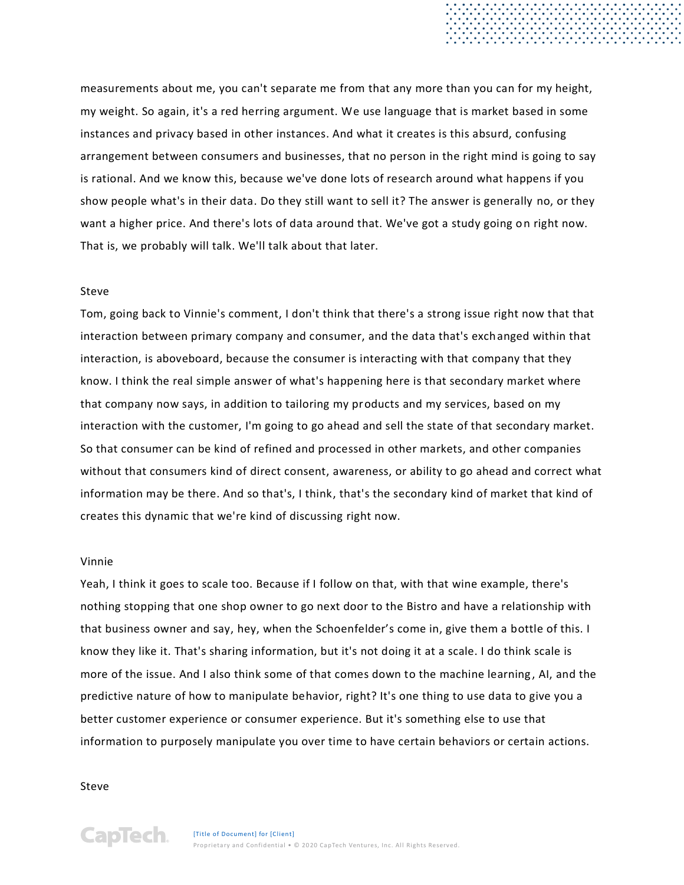measurements about me, you can't separate me from that any more than you can for my height, my weight. So again, it's a red herring argument. We use language that is market based in some instances and privacy based in other instances. And what it creates is this absurd, confusing arrangement between consumers and businesses, that no person in the right mind is going to say is rational. And we know this, because we've done lots of research around what happens if you show people what's in their data. Do they still want to sell it? The answer is generally no, or they want a higher price. And there's lots of data around that. We've got a study going on right now. That is, we probably will talk. We'll talk about that later.

Steve

Tom, going back to Vinnie's comment, I don't think that there's a strong issue right now that that interaction between primary company and consumer, and the data that's exchanged within that interaction, is aboveboard, because the consumer is interacting with that company that they know. I think the real simple answer of what's happening here is that secondary market where that company now says, in addition to tailoring my products and my services, based on my interaction with the customer, I'm going to go ahead and sell the state of that secondary market. So that consumer can be kind of refined and processed in other markets, and other companies without that consumers kind of direct consent, awareness, or ability to go ahead and correct what information may be there. And so that's, I think, that's the secondary kind of market that kind of creates this dynamic that we're kind of discussing right now.

Vinnie

Yeah, I think it goes to scale too. Because if I follow on that, with that wine example, there's nothing stopping that one shop owner to go next door to the Bistro and have a relationship with that business owner and say, hey, when the Schoenfelder's come in, give them a bottle of this. I know they like it. That's sharing information, but it's not doing it at a scale. I do think scale is more of the issue. And I also think some of that comes down to the machine learning, AI, and the predictive nature of how to manipulate behavior, right? It's one thing to use data to give you a better customer experience or consumer experience. But it's something else to use that information to purposely manipulate you over time to have certain behaviors or certain actions.

Steve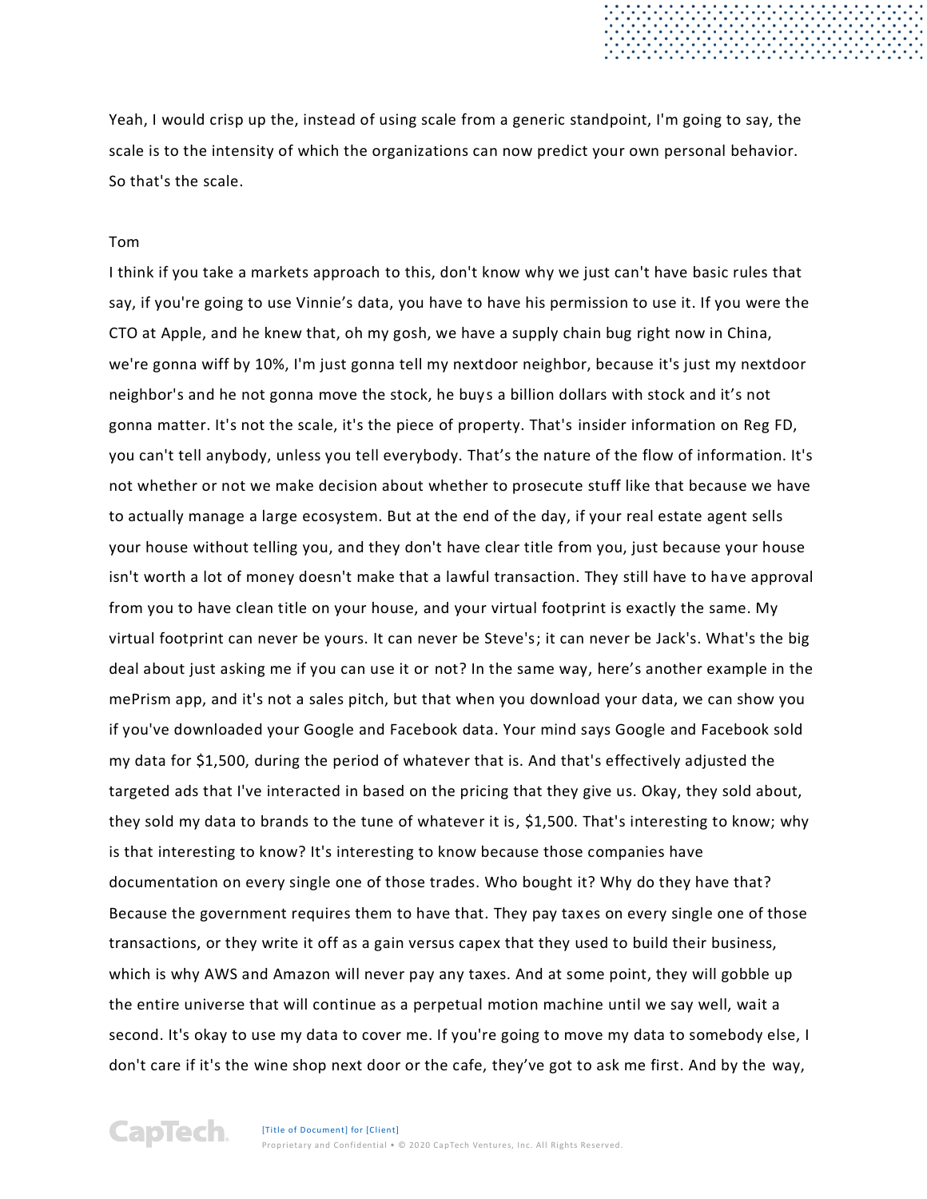Yeah, I would crisp up the, instead of using scale from a generic standpoint, I'm going to say, the scale is to the intensity of which the organizations can now predict your own personal behavior. So that's the scale.

Tom

I think if you take a markets approach to this, don't know why we just can't have basic rules that say, if you're going to use Vinnie's data, you have to have his permission to use it. If you were the CTO at Apple, and he knew that, oh my gosh, we have a supply chain bug right now in China, we're gonna wiff by 10%, I'm just gonna tell my nextdoor neighbor, because it's just my nextdoor neighbor's and he not gonna move the stock, he buys a billion dollars with stock and it's not gonna matter. It's not the scale, it's the piece of property. That's insider information on Reg FD, you can't tell anybody, unless you tell everybody. That's the nature of the flow of information. It's not whether or not we make decision about whether to prosecute stuff like that because we have to actually manage a large ecosystem. But at the end of the day, if your real estate agent sells your house without telling you, and they don't have clear title from you, just because your house isn't worth a lot of money doesn't make that a lawful transaction. They still have to have approval from you to have clean title on your house, and your virtual footprint is exactly the same. My virtual footprint can never be yours. It can never be Steve's; it can never be Jack's. What's the big deal about just asking me if you can use it or not? In the same way, here's another example in the mePrism app, and it's not a sales pitch, but that when you download your data, we can show you if you've downloaded your Google and Facebook data. Your mind says Google and Facebook sold my data for $1,500, during the period of whatever that is. And that's effectively adjusted the targeted ads that I've interacted in based on the pricing that they give us. Okay, they sold about, they sold my data to brands to the tune of whatever it is, $1,500. That's interesting to know; why is that interesting to know? It's interesting to know because those companies have documentation on every single one of those trades. Who bought it? Why do they have that? Because the government requires them to have that. They pay taxes on every single one of those transactions, or they write it off as a gain versus capex that they used to build their business, which is why AWS and Amazon will never pay any taxes. And at some point, they will gobble up the entire universe that will continue as a perpetual motion machine until we say well, wait a second. It's okay to use my data to cover me. If you're going to move my data to somebody else, I don't care if it's the wine shop next door or the cafe, they've got to ask me first. And by the way,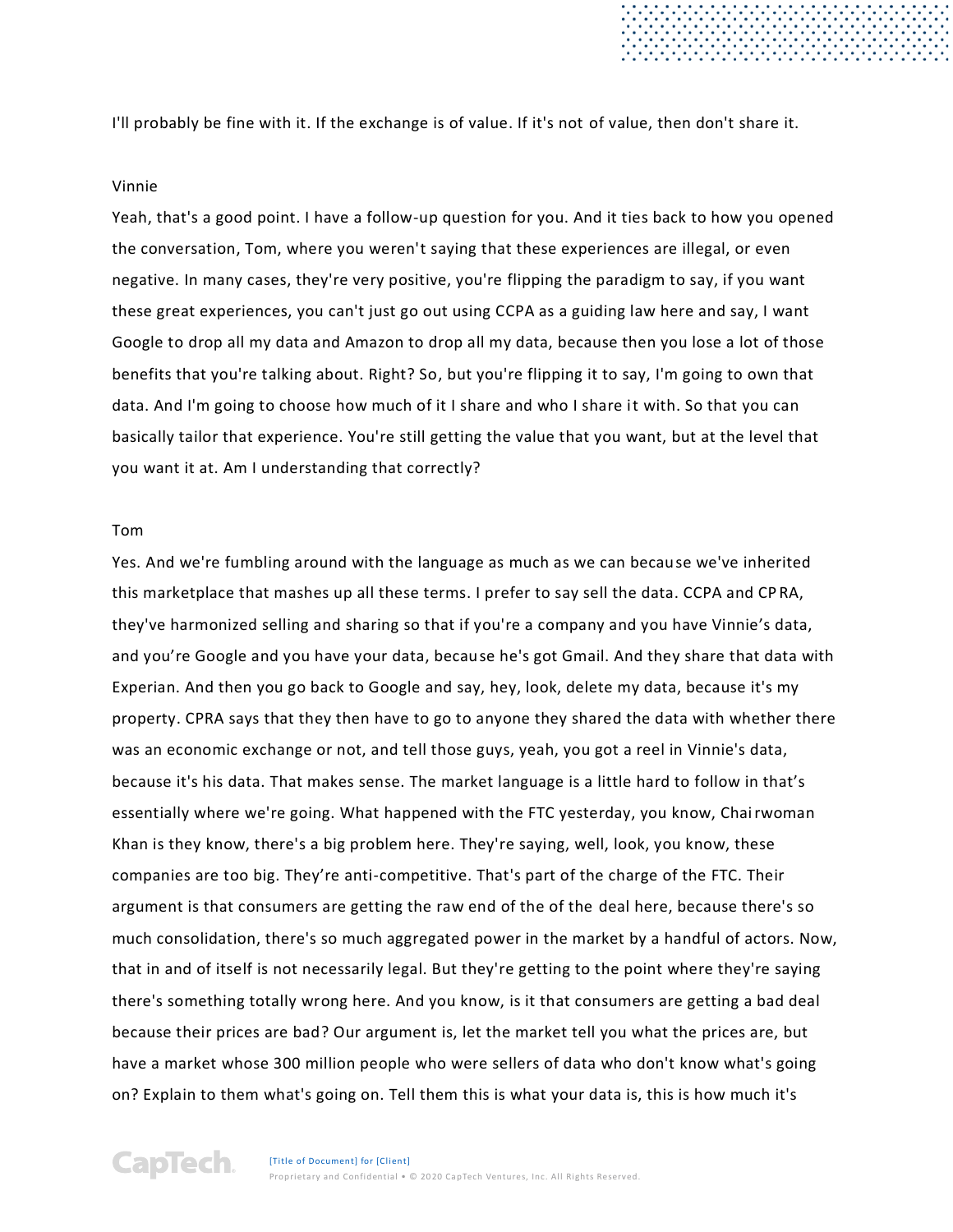I'll probably be fine with it. If the exchange is of value. If it's not of value, then don't share it.

Vinnie

Yeah, that's a good point. I have a follow-up question for you. And it ties back to how you opened the conversation, Tom, where you weren't saying that these experiences are illegal, or even negative. In many cases, they're very positive, you're flipping the paradigm to say, if you want these great experiences, you can't just go out using CCPA as a guiding law here and say, I want Google to drop all my data and Amazon to drop all my data, because then you lose a lot of those benefits that you're talking about. Right? So, but you're flipping it to say, I'm going to own that data. And I'm going to choose how much of it I share and who I share it with. So that you can basically tailor that experience. You're still getting the value that you want, but at the level that you want it at. Am I understanding that correctly?

Tom

Yes. And we're fumbling around with the language as much as we can because we've inherited this marketplace that mashes up all these terms. I prefer to say sell the data. CCPA and CPRA, they've harmonized selling and sharing so that if you're a company and you have Vinnie's data, and you're Google and you have your data, because he's got Gmail. And they share that data with Experian. And then you go back to Google and say, hey, look, delete my data, because it's my property. CPRA says that they then have to go to anyone they shared the data with whether there was an economic exchange or not, and tell those guys, yeah, you got a reel in Vinnie's data, because it's his data. That makes sense. The market language is a little hard to follow in that's essentially where we're going. What happened with the FTC yesterday, you know, Chairwoman Khan is they know, there's a big problem here. They're saying, well, look, you know, these companies are too big. They're anti-competitive. That's part of the charge of the FTC. Their argument is that consumers are getting the raw end of the of the deal here, because there's so much consolidation, there's so much aggregated power in the market by a handful of actors. Now, that in and of itself is not necessarily legal. But they're getting to the point where they're saying there's something totally wrong here. And you know, is it that consumers are getting a bad deal because their prices are bad? Our argument is, let the market tell you what the prices are, but have a market whose 300 million people who were sellers of data who don't know what's going on? Explain to them what's going on. Tell them this is what your data is, this is how much it's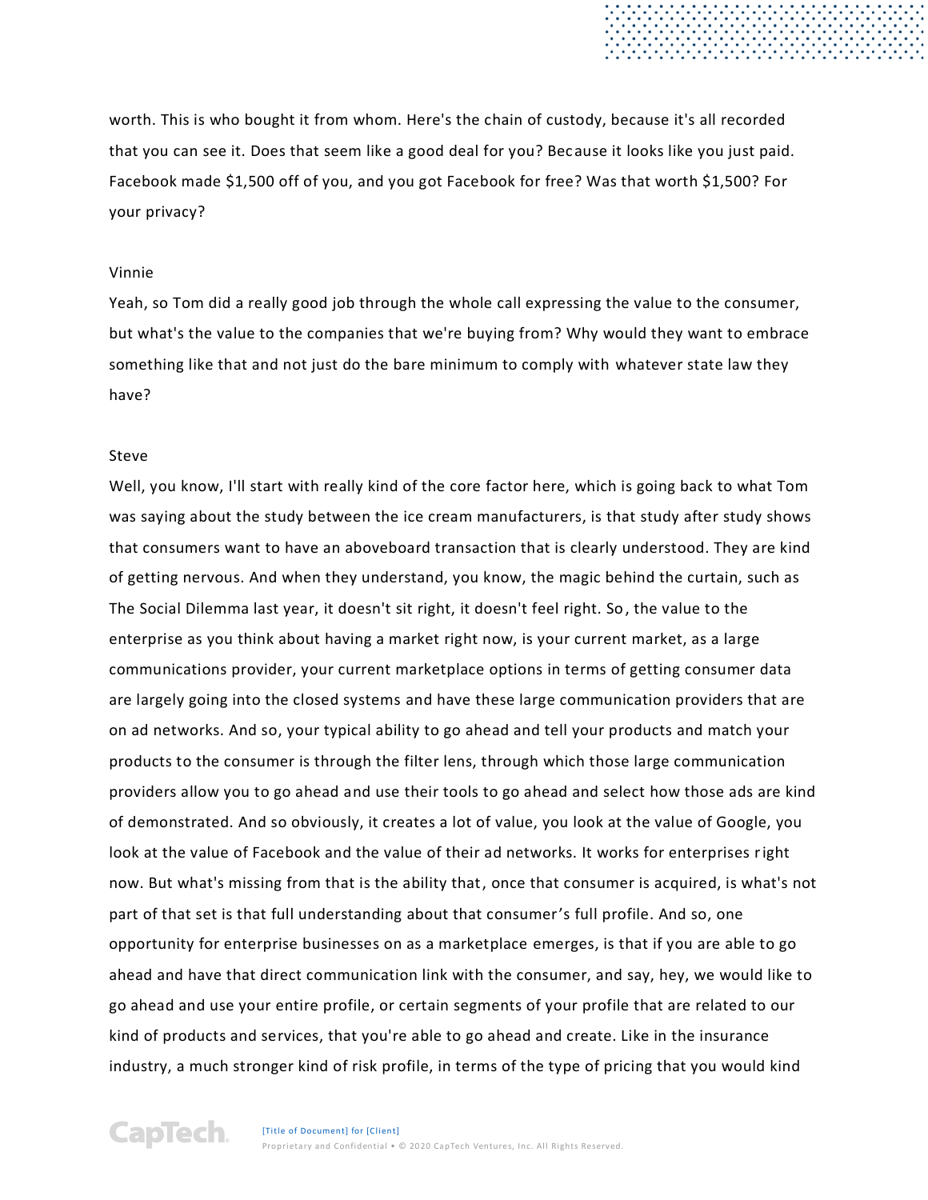worth. This is who bought it from whom. Here's the chain of custody, because it's all recorded that you can see it. Does that seem like a good deal for you? Because it looks like you just paid. Facebook made $1,500 off of you, and you got Facebook for free? Was that worth $1,500? For your privacy?

Vinnie

Yeah, so Tom did a really good job through the whole call expressing the value to the consumer, but what's the value to the companies that we're buying from? Why would they want to embrace something like that and not just do the bare minimum to comply with whatever state law they have?

Steve

Well, you know, I'll start with really kind of the core factor here, which is going back to what Tom was saying about the study between the ice cream manufacturers, is that study after study shows that consumers want to have an aboveboard transaction that is clearly understood. They are kind of getting nervous. And when they understand, you know, the magic behind the curtain, such as The Social Dilemma last year, it doesn't sit right, it doesn't feel right. So, the value to the enterprise as you think about having a market right now, is your current market, as a large communications provider, your current marketplace options in terms of getting consumer data are largely going into the closed systems and have these large communication providers that are on ad networks. And so, your typical ability to go ahead and tell your products and match your products to the consumer is through the filter lens, through which those large communication providers allow you to go ahead and use their tools to go ahead and select how those ads are kind of demonstrated. And so obviously, it creates a lot of value, you look at the value of Google, you look at the value of Facebook and the value of their ad networks. It works for enterprises right now. But what's missing from that is the ability that, once that consumer is acquired, is what's not part of that set is that full understanding about that consumer's full profile. And so, one opportunity for enterprise businesses on as a marketplace emerges, is that if you are able to go ahead and have that direct communication link with the consumer, and say, hey, we would like to go ahead and use your entire profile, or certain segments of your profile that are related to our kind of products and services, that you're able to go ahead and create. Like in the insurance industry, a much stronger kind of risk profile, in terms of the type of pricing that you would kind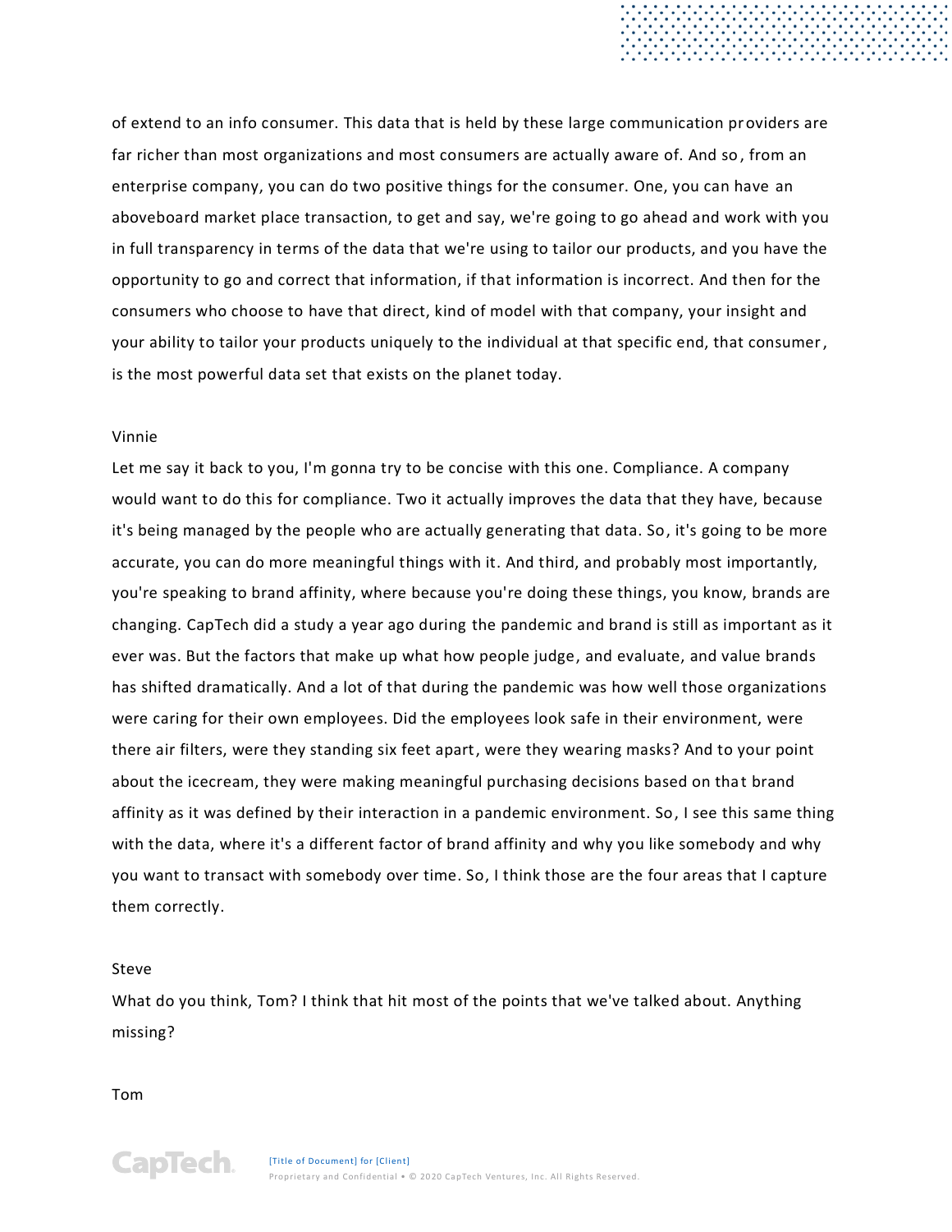of extend to an info consumer. This data that is held by these large communication providers are far richer than most organizations and most consumers are actually aware of. And so, from an enterprise company, you can do two positive things for the consumer. One, you can have an aboveboard market place transaction, to get and say, we're going to go ahead and work with you in full transparency in terms of the data that we're using to tailor our products, and you have the opportunity to go and correct that information, if that information is incorrect. And then for the consumers who choose to have that direct, kind of model with that company, your insight and your ability to tailor your products uniquely to the individual at that specific end, that consumer, is the most powerful data set that exists on the planet today.

Vinnie

Let me say it back to you, I'm gonna try to be concise with this one. Compliance. A company would want to do this for compliance. Two it actually improves the data that they have, because it's being managed by the people who are actually generating that data. So, it's going to be more accurate, you can do more meaningful things with it. And third, and probably most importantly, you're speaking to brand affinity, where because you're doing these things, you know, brands are changing. CapTech did a study a year ago during the pandemic and brand is still as important as it ever was. But the factors that make up what how people judge, and evaluate, and value brands has shifted dramatically. And a lot of that during the pandemic was how well those organizations were caring for their own employees. Did the employees look safe in their environment, were there air filters, were they standing six feet apart, were they wearing masks? And to your point about the icecream, they were making meaningful purchasing decisions based on that brand affinity as it was defined by their interaction in a pandemic environment. So, I see this same thing with the data, where it's a different factor of brand affinity and why you like somebody and why you want to transact with somebody over time. So, I think those are the four areas that I capture them correctly.

Steve

What do you think, Tom? I think that hit most of the points that we've talked about. Anything missing?

Tom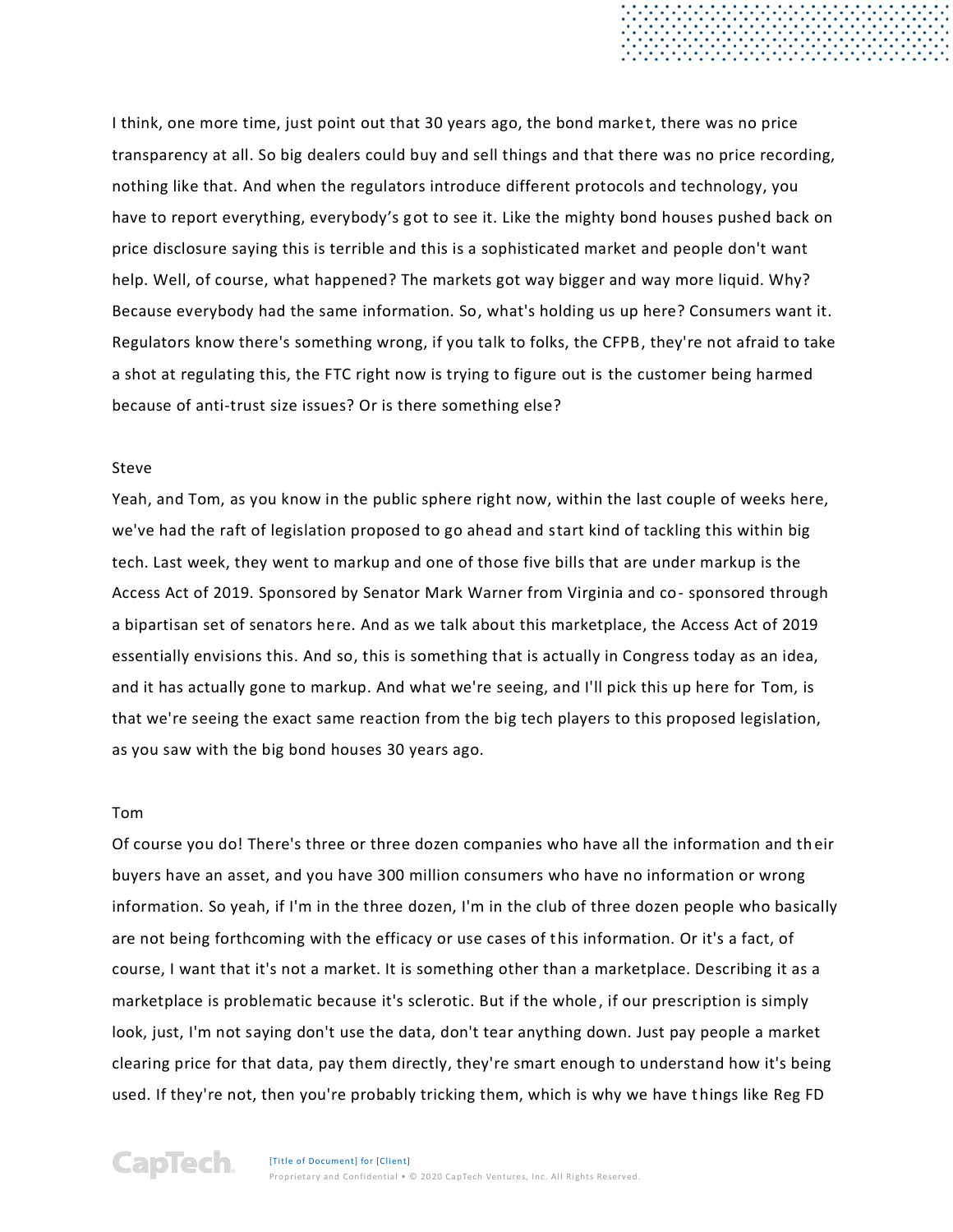I think, one more time, just point out that 30 years ago, the bond market, there was no price transparency at all. So big dealers could buy and sell things and that there was no price recording, nothing like that. And when the regulators introduce different protocols and technology, you have to report everything, everybody's got to see it. Like the mighty bond houses pushed back on price disclosure saying this is terrible and this is a sophisticated market and people don't want help. Well, of course, what happened? The markets got way bigger and way more liquid. Why? Because everybody had the same information. So, what's holding us up here? Consumers want it. Regulators know there's something wrong, if you talk to folks, the CFPB, they're not afraid to take a shot at regulating this, the FTC right now is trying to figure out is the customer being harmed because of anti-trust size issues? Or is there something else?

Steve

Yeah, and Tom, as you know in the public sphere right now, within the last couple of weeks here, we've had the raft of legislation proposed to go ahead and start kind of tackling this within big tech. Last week, they went to markup and one of those five bills that are under markup is the Access Act of 2019. Sponsored by Senator Mark Warner from Virginia and co- sponsored through a bipartisan set of senators here. And as we talk about this marketplace, the Access Act of 2019 essentially envisions this. And so, this is something that is actually in Congress today as an idea, and it has actually gone to markup. And what we're seeing, and I'll pick this up here for Tom, is that we're seeing the exact same reaction from the big tech players to this proposed legislation, as you saw with the big bond houses 30 years ago.

Tom

Of course you do! There's three or three dozen companies who have all the information and their buyers have an asset, and you have 300 million consumers who have no information or wrong information. So yeah, if I'm in the three dozen, I'm in the club of three dozen people who basically are not being forthcoming with the efficacy or use cases of this information. Or it's a fact, of course, I want that it's not a market. It is something other than a marketplace. Describing it as a marketplace is problematic because it's sclerotic. But if the whole, if our prescription is simply look, just, I'm not saying don't use the data, don't tear anything down. Just pay people a market clearing price for that data, pay them directly, they're smart enough to understand how it's being used. If they're not, then you're probably tricking them, which is why we have things like Reg FD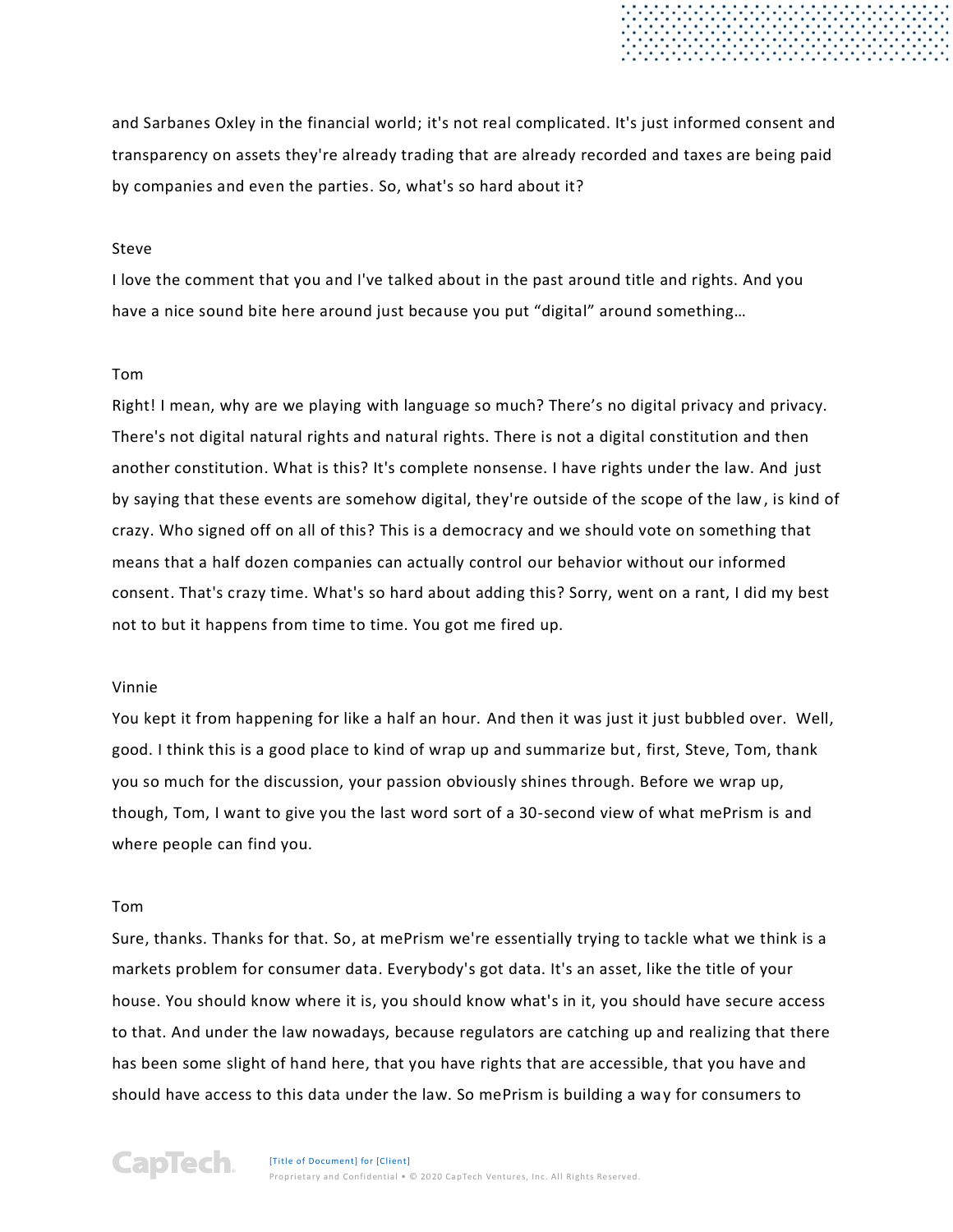and Sarbanes Oxley in the financial world; it's not real complicated. It's just informed consent and transparency on assets they're already trading that are already recorded and taxes are being paid by companies and even the parties. So, what's so hard about it?

Steve

I love the comment that you and I've talked about in the past around title and rights. And you have a nice sound bite here around just because you put "digital" around something…

Tom

Right! I mean, why are we playing with language so much? There's no digital privacy and privacy. There's not digital natural rights and natural rights. There is not a digital constitution and then another constitution. What is this? It's complete nonsense. I have rights under the law. And just by saying that these events are somehow digital, they're outside of the scope of the law, is kind of crazy. Who signed off on all of this? This is a democracy and we should vote on something that means that a half dozen companies can actually control our behavior without our informed consent. That's crazy time. What's so hard about adding this? Sorry, went on a rant, I did my best not to but it happens from time to time. You got me fired up.

Vinnie

You kept it from happening for like a half an hour. And then it was just it just bubbled over. Well, good. I think this is a good place to kind of wrap up and summarize but, first, Steve, Tom, thank you so much for the discussion, your passion obviously shines through. Before we wrap up, though, Tom, I want to give you the last word sort of a 30-second view of what mePrism is and where people can find you.

Tom

Sure, thanks. Thanks for that. So, at mePrism we're essentially trying to tackle what we think is a markets problem for consumer data. Everybody's got data. It's an asset, like the title of your house. You should know where it is, you should know what's in it, you should have secure access to that. And under the law nowadays, because regulators are catching up and realizing that there has been some slight of hand here, that you have rights that are accessible, that you have and should have access to this data under the law. So mePrism is building a way for consumers to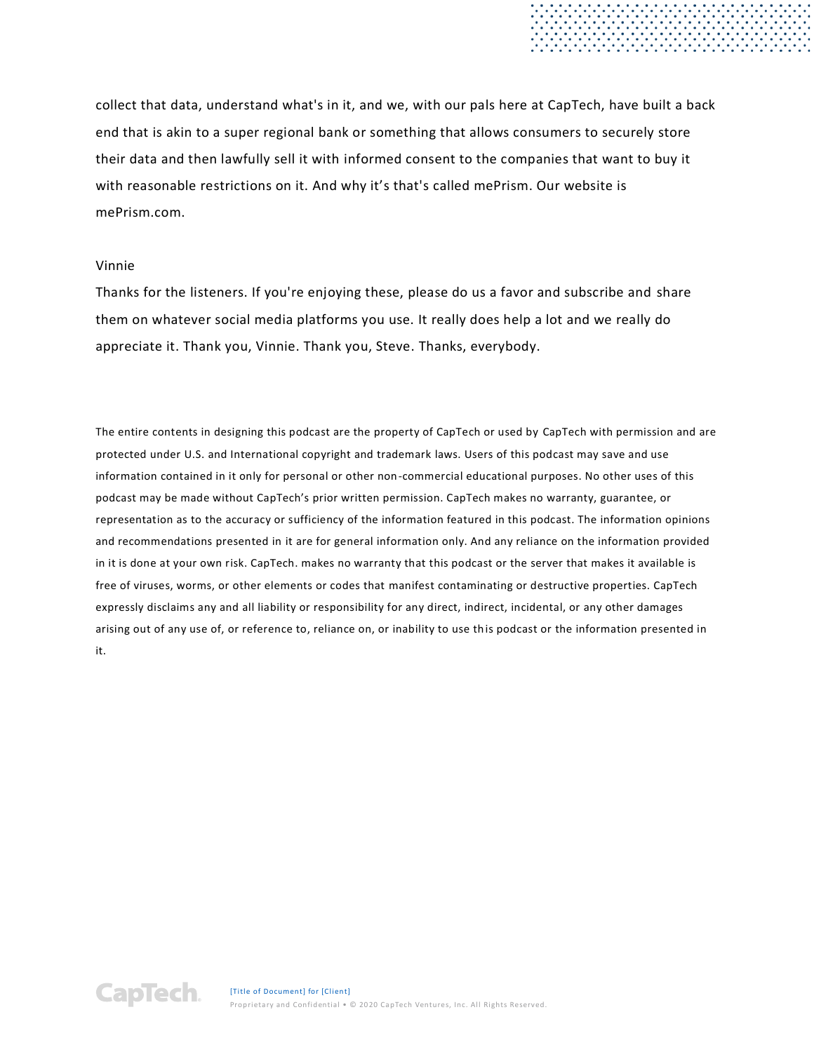collect that data, understand what's in it, and we, with our pals here at CapTech, have built a back end that is akin to a super regional bank or something that allows consumers to securely store their data and then lawfully sell it with informed consent to the companies that want to buy it with reasonable restrictions on it. And why it's that's called mePrism. Our website is mePrism.com.

Vinnie

Thanks for the listeners. If you're enjoying these, please do us a favor and subscribe and share them on whatever social media platforms you use. It really does help a lot and we really do appreciate it. Thank you, Vinnie. Thank you, Steve. Thanks, everybody.

The entire contents in designing this podcast are the property of CapTech or used by CapTech with permission and are protected under U.S. and International copyright and trademark laws. Users of this podcast may save and use information contained in it only for personal or other non-commercial educational purposes. No other uses of this podcast may be made without CapTech's prior written permission. CapTech makes no warranty, guarantee, or representation as to the accuracy or sufficiency of the information featured in this podcast. The information opinions and recommendations presented in it are for general information only. And any reliance on the information provided in it is done at your own risk. CapTech. makes no warranty that this podcast or the server that makes it available is free of viruses, worms, or other elements or codes that manifest contaminating or destructive properties. CapTech expressly disclaims any and all liability or responsibility for any direct, indirect, incidental, or any other damages arising out of any use of, or reference to, reliance on, or inability to use this podcast or the information presented in it.